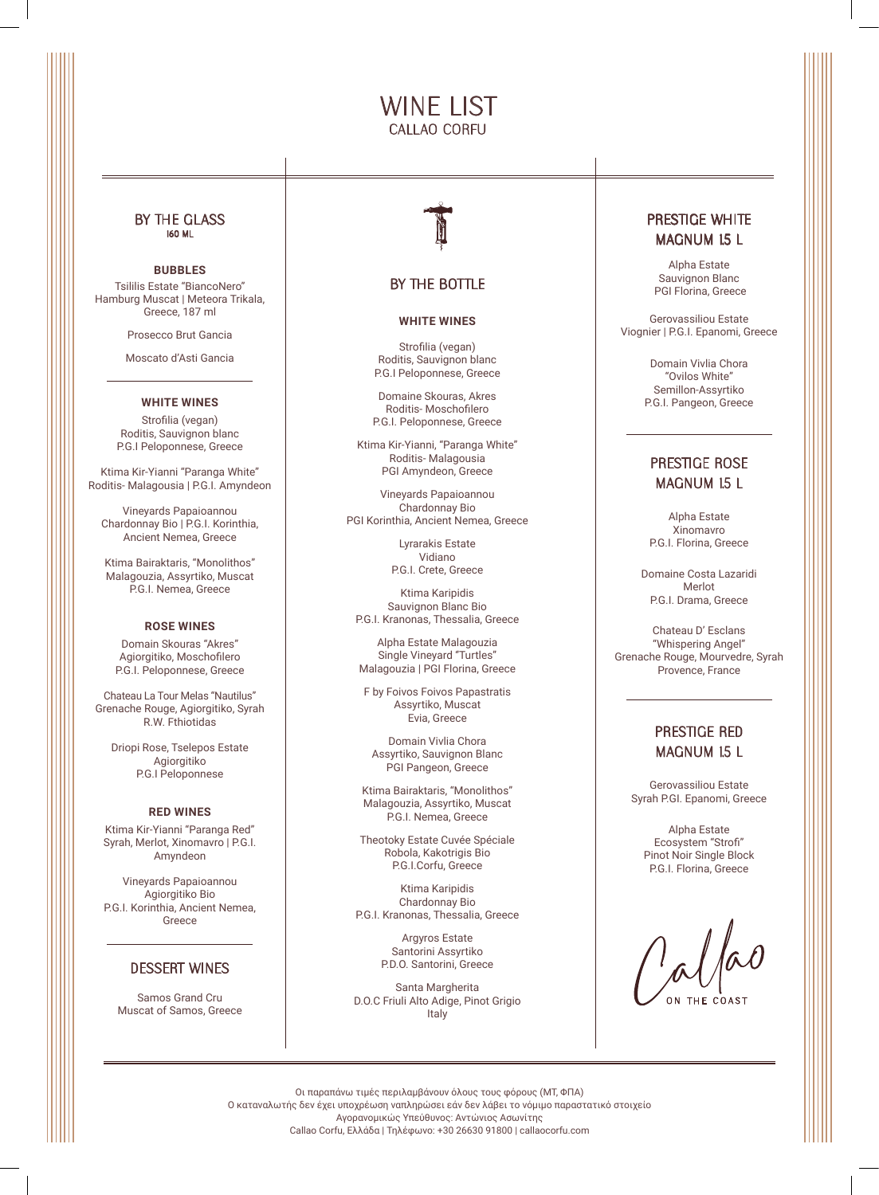# WINE LIST

CALLAO CORFU

## BY THE GLASS

160 ML

### BUBBLES

Tsililis Estate "BiancoNero"
Hamburg Muscat | Meteora Trikala, Greece, 187 ml

Prosecco Brut Gancia

Moscato d'Asti Gancia

### WHITE WINES

Strofilia (vegan)
Roditis, Sauvignon blanc
P.G.I Peloponnese, Greece

Ktima Kir-Yianni "Paranga White"
Roditis- Malagousia | P.G.I. Amyndeon

Vineyards Papaioannou
Chardonnay Bio | P.G.I. Korinthia, Ancient Nemea, Greece

Ktima Bairaktaris, "Monolithos"
Malagouzia, Assyrtiko, Muscat
P.G.I. Nemea, Greece

### ROSE WINES

Domain Skouras "Akres"
Agiorgitiko, Moschofilero
P.G.I. Peloponnese, Greece

Chateau La Tour Melas "Nautilus"
Grenache Rouge, Agiorgitiko, Syrah
R.W. Fthiotidas

Driopi Rose, Tselepos Estate
Agiorgitiko
P.G.I Peloponnese

### RED WINES

Ktima Kir-Yianni "Paranga Red"
Syrah, Merlot, Xinomavro | P.G.I. Amyndeon

Vineyards Papaioannou
Agiorgitiko Bio
P.G.I. Korinthia, Ancient Nemea, Greece

## DESSERT WINES

Samos Grand Cru
Muscat of Samos, Greece

## BY THE BOTTLE

### WHITE WINES

Strofilia (vegan)
Roditis, Sauvignon blanc
P.G.I Peloponnese, Greece

Domaine Skouras, Akres
Roditis- Moschofilero
P.G.I. Peloponnese, Greece

Ktima Kir-Yianni, "Paranga White"
Roditis- Malagousia
PGI Amyndeon, Greece

Vineyards Papaioannou
Chardonnay Bio
PGI Korinthia, Ancient Nemea, Greece

Lyrarakis Estate
Vidiano
P.G.I. Crete, Greece

Ktima Karipidis
Sauvignon Blanc Bio
P.G.I. Kranonas, Thessalia, Greece

Alpha Estate Malagouzia
Single Vineyard "Turtles"
Malagouzia | PGI Florina, Greece

F by Foivos Foivos Papastratis
Assyrtiko, Muscat
Evia, Greece

Domain Vivlia Chora
Assyrtiko, Sauvignon Blanc
PGI Pangeon, Greece

Ktima Bairaktaris, "Monolithos"
Malagouzia, Assyrtiko, Muscat
P.G.I. Nemea, Greece

Theotoky Estate Cuvée Spéciale
Robola, Kakotrigis Bio
P.G.I.Corfu, Greece

Ktima Karipidis
Chardonnay Bio
P.G.I. Kranonas, Thessalia, Greece

Argyros Estate
Santorini Assyrtiko
P.D.O. Santorini, Greece

Santa Margherita
D.O.C Friuli Alto Adige, Pinot Grigio
Italy

## PRESTIGE WHITE MAGNUM 1.5 L

Alpha Estate
Sauvignon Blanc
PGI Florina, Greece

Gerovassiliou Estate
Viognier | P.G.I. Epanomi, Greece

Domain Vivlia Chora
"Ovilos White"
Semillon-Assyrtiko
P.G.I. Pangeon, Greece

## PRESTIGE ROSE MAGNUM 1.5 L

Alpha Estate
Xinomavro
P.G.I. Florina, Greece

Domaine Costa Lazaridi
Merlot
P.G.I. Drama, Greece

Chateau D' Esclans
"Whispering Angel"
Grenache Rouge, Mourvedre, Syrah
Provence, France

## PRESTIGE RED MAGNUM 1.5 L

Gerovassiliou Estate
Syrah P.GI. Epanomi, Greece

Alpha Estate
Ecosystem "Strofi"
Pinot Noir Single Block
P.G.I. Florina, Greece

Callao ON THE COAST

Οι παραπάνω τιμές περιλαμβάνουν όλους τους φόρους (ΜΤ, ΦΠΑ)
Ο καταναλωτής δεν έχει υποχρέωση ναπληρώσει εάν δεν λάβει το νόμιμο παραστατικό στοιχείο
Αγορανομικώς Υπεύθυνος: Αντώνιος Ασωνίτης
Callao Corfu, Ελλάδα | Τηλέφωνο: +30 26630 91800 | callaocorfu.com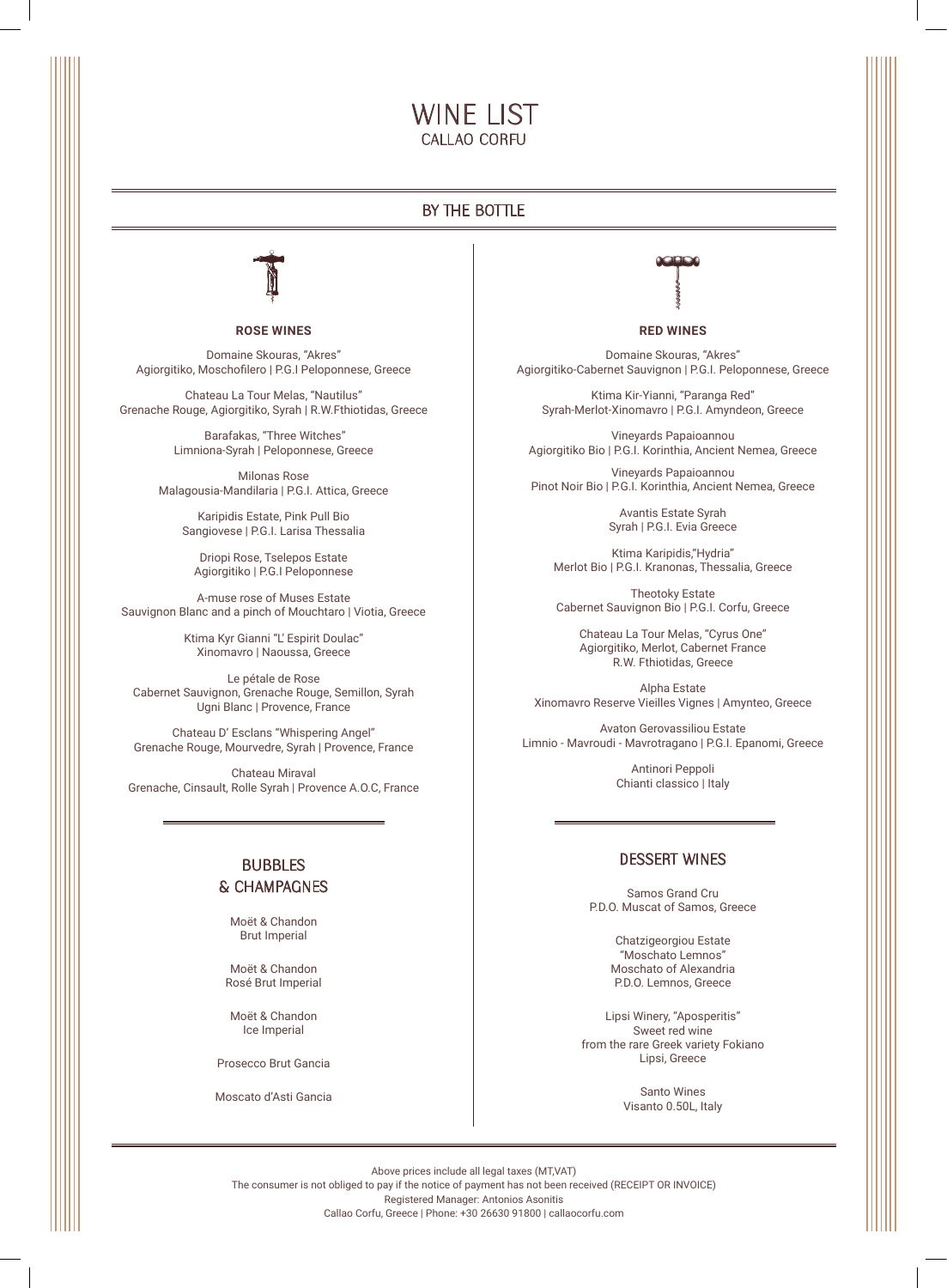# WINE LIST
CALLAO CORFU

## BY THE BOTTLE

### ROSE WINES

Domaine Skouras, "Akres"
Agiorgitiko, Moschofilero | P.G.I Peloponnese, Greece

Chateau La Tour Melas, "Nautilus"
Grenache Rouge, Agiorgitiko, Syrah | R.W.Fthiotidas, Greece

Barafakas, "Three Witches"
Limniona-Syrah | Peloponnese, Greece

Milonas Rose
Malagousia-Mandilaria | P.G.I. Attica, Greece

Karipidis Estate, Pink Pull Bio
Sangiovese | P.G.I. Larisa Thessalia

Driopi Rose, Tselepos Estate
Agiorgitiko | P.G.I Peloponnese

A-muse rose of Muses Estate
Sauvignon Blanc and a pinch of Mouchtaro | Viotia, Greece

Ktima Kyr Gianni "L' Espirit Doulac"
Xinomavro | Naoussa, Greece

Le pétale de Rose
Cabernet Sauvignon, Grenache Rouge, Semillon, Syrah
Ugni Blanc | Provence, France

Chateau D' Esclans "Whispering Angel"
Grenache Rouge, Mourvedre, Syrah | Provence, France

Chateau Miraval
Grenache, Cinsault, Rolle Syrah | Provence A.O.C, France

### BUBBLES & CHAMPAGNES

Moët & Chandon
Brut Imperial

Moët & Chandon
Rosé Brut Imperial

Moët & Chandon
Ice Imperial

Prosecco Brut Gancia

Moscato d'Asti Gancia

### RED WINES

Domaine Skouras, "Akres"
Agiorgitiko-Cabernet Sauvignon | P.G.I. Peloponnese, Greece

Ktima Kir-Yianni, "Paranga Red"
Syrah-Merlot-Xinomavro | P.G.I. Amyndeon, Greece

Vineyards Papaioannou
Agiorgitiko Bio | P.G.I. Korinthia, Ancient Nemea, Greece

Vineyards Papaioannou
Pinot Noir Bio | P.G.I. Korinthia, Ancient Nemea, Greece

Avantis Estate Syrah
Syrah | P.G.I. Evia Greece

Ktima Karipidis,"Hydria"
Merlot Bio | P.G.I. Kranonas, Thessalia, Greece

Theotoky Estate
Cabernet Sauvignon Bio | P.G.I. Corfu, Greece

Chateau La Tour Melas, "Cyrus One"
Agiorgitiko, Merlot, Cabernet France
R.W. Fthiotidas, Greece

Alpha Estate
Xinomavro Reserve Vieilles Vignes | Amynteo, Greece

Avaton Gerovassiliou Estate
Limnio - Mavroudi - Mavrotragano | P.G.I. Epanomi, Greece

Antinori Peppoli
Chianti classico | Italy

### DESSERT WINES

Samos Grand Cru
P.D.O. Muscat of Samos, Greece

Chatzigeorgiou Estate
"Moschato Lemnos"
Moschato of Alexandria
P.D.O. Lemnos, Greece

Lipsi Winery, "Aposperitis"
Sweet red wine
from the rare Greek variety Fokiano
Lipsi, Greece

Santo Wines
Visanto 0.50L, Italy

Above prices include all legal taxes (MT,VAT)
The consumer is not obliged to pay if the notice of payment has not been received (RECEIPT OR INVOICE)
Registered Manager: Antonios Asonitis
Callao Corfu, Greece | Phone: +30 26630 91800 | callaocorfu.com